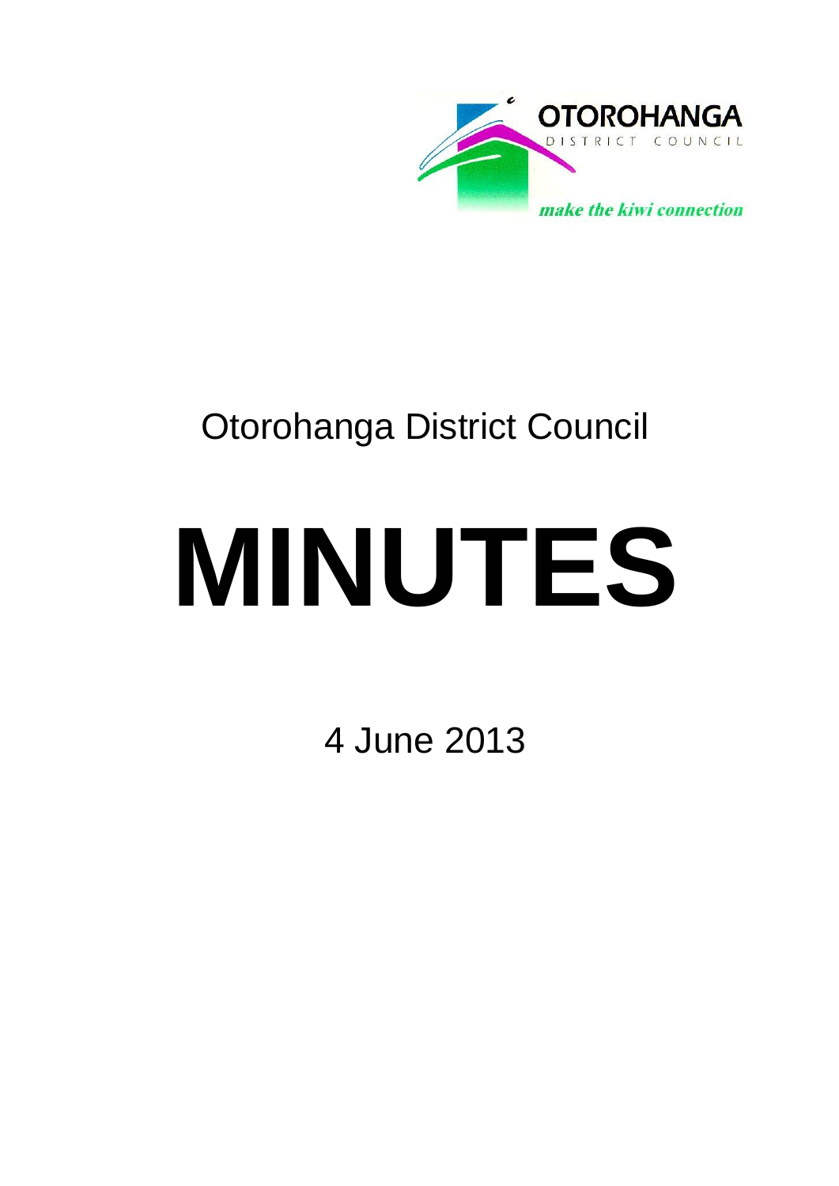OTOROHANGA
DISTRICT COUNCIL

*make the kiwi connection*

Otorohanga District Council

# MINUTES

4 June 2013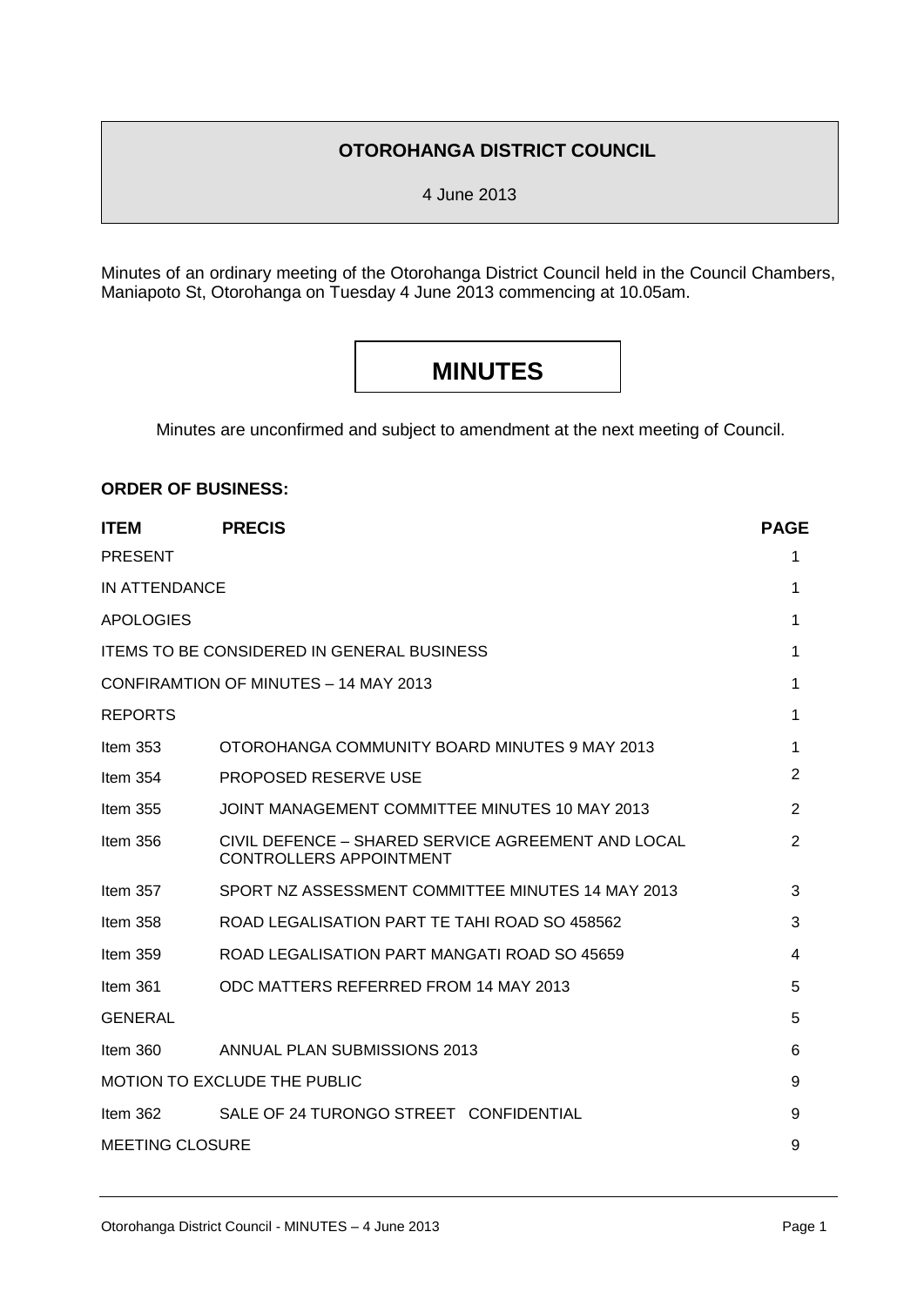# OTOROHANGA DISTRICT COUNCIL

4 June 2013

Minutes of an ordinary meeting of the Otorohanga District Council held in the Council Chambers, Maniapoto St, Otorohanga on Tuesday 4 June 2013 commencing at 10.05am.

# MINUTES

Minutes are unconfirmed and subject to amendment at the next meeting of Council.

**ORDER OF BUSINESS:**

| ITEM | PRECIS | PAGE |
|---|---|---|
| PRESENT | | 1 |
| IN ATTENDANCE | | 1 |
| APOLOGIES | | 1 |
| ITEMS TO BE CONSIDERED IN GENERAL BUSINESS | | 1 |
| CONFIRAMTION OF MINUTES – 14 MAY 2013 | | 1 |
| REPORTS | | 1 |
| Item 353 | OTOROHANGA COMMUNITY BOARD MINUTES 9 MAY 2013 | 1 |
| Item 354 | PROPOSED RESERVE USE | 2 |
| Item 355 | JOINT MANAGEMENT COMMITTEE MINUTES 10 MAY 2013 | 2 |
| Item 356 | CIVIL DEFENCE – SHARED SERVICE AGREEMENT AND LOCAL CONTROLLERS APPOINTMENT | 2 |
| Item 357 | SPORT NZ ASSESSMENT COMMITTEE MINUTES 14 MAY 2013 | 3 |
| Item 358 | ROAD LEGALISATION PART TE TAHI ROAD SO 458562 | 3 |
| Item 359 | ROAD LEGALISATION PART MANGATI ROAD SO 45659 | 4 |
| Item 361 | ODC MATTERS REFERRED FROM 14 MAY 2013 | 5 |
| GENERAL | | 5 |
| Item 360 | ANNUAL PLAN SUBMISSIONS 2013 | 6 |
| MOTION TO EXCLUDE THE PUBLIC | | 9 |
| Item 362 | SALE OF 24 TURONGO STREET CONFIDENTIAL | 9 |
| MEETING CLOSURE | | 9 |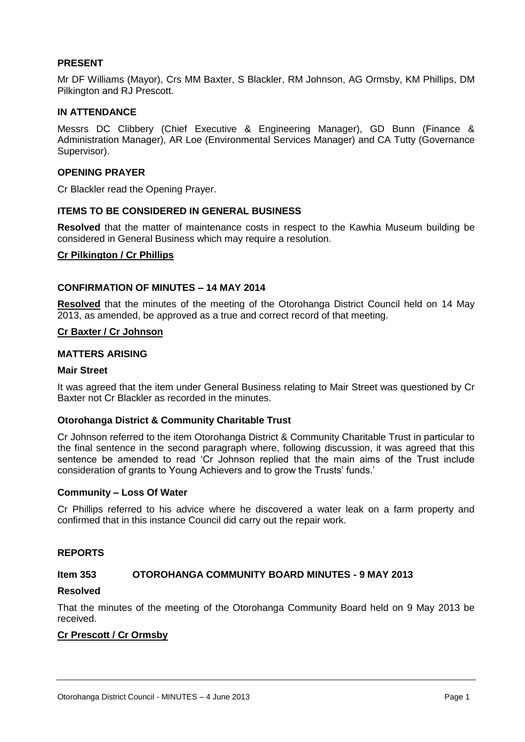## PRESENT

Mr DF Williams (Mayor), Crs MM Baxter, S Blackler, RM Johnson, AG Ormsby, KM Phillips, DM Pilkington and RJ Prescott.

## IN ATTENDANCE

Messrs DC Clibbery (Chief Executive & Engineering Manager), GD Bunn (Finance & Administration Manager), AR Loe (Environmental Services Manager) and CA Tutty (Governance Supervisor).

## OPENING PRAYER

Cr Blackler read the Opening Prayer.

## ITEMS TO BE CONSIDERED IN GENERAL BUSINESS

**Resolved** that the matter of maintenance costs in respect to the Kawhia Museum building be considered in General Business which may require a resolution.

**Cr Pilkington / Cr Phillips**

## CONFIRMATION OF MINUTES – 14 MAY 2014

**Resolved** that the minutes of the meeting of the Otorohanga District Council held on 14 May 2013, as amended, be approved as a true and correct record of that meeting.

**Cr Baxter / Cr Johnson**

## MATTERS ARISING

### Mair Street

It was agreed that the item under General Business relating to Mair Street was questioned by Cr Baxter not Cr Blackler as recorded in the minutes.

### Otorohanga District & Community Charitable Trust

Cr Johnson referred to the item Otorohanga District & Community Charitable Trust in particular to the final sentence in the second paragraph where, following discussion, it was agreed that this sentence be amended to read 'Cr Johnson replied that the main aims of the Trust include consideration of grants to Young Achievers and to grow the Trusts' funds.'

### Community – Loss Of Water

Cr Phillips referred to his advice where he discovered a water leak on a farm property and confirmed that in this instance Council did carry out the repair work.

## REPORTS

### Item 353 OTOROHANGA COMMUNITY BOARD MINUTES - 9 MAY 2013

**Resolved**

That the minutes of the meeting of the Otorohanga Community Board held on 9 May 2013 be received.

**Cr Prescott / Cr Ormsby**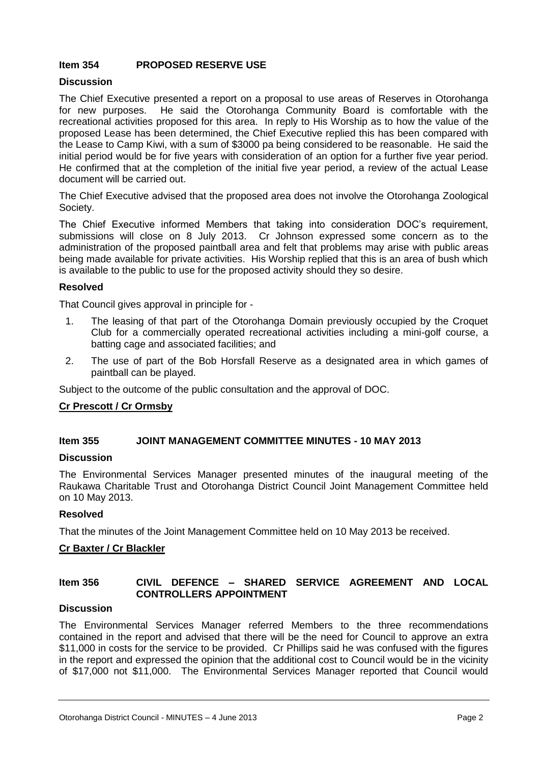## Item 354 PROPOSED RESERVE USE

### Discussion

The Chief Executive presented a report on a proposal to use areas of Reserves in Otorohanga for new purposes. He said the Otorohanga Community Board is comfortable with the recreational activities proposed for this area. In reply to His Worship as to how the value of the proposed Lease has been determined, the Chief Executive replied this has been compared with the Lease to Camp Kiwi, with a sum of $3000 pa being considered to be reasonable. He said the initial period would be for five years with consideration of an option for a further five year period. He confirmed that at the completion of the initial five year period, a review of the actual Lease document will be carried out.

The Chief Executive advised that the proposed area does not involve the Otorohanga Zoological Society.

The Chief Executive informed Members that taking into consideration DOC's requirement, submissions will close on 8 July 2013. Cr Johnson expressed some concern as to the administration of the proposed paintball area and felt that problems may arise with public areas being made available for private activities. His Worship replied that this is an area of bush which is available to the public to use for the proposed activity should they so desire.

### Resolved

That Council gives approval in principle for -

1. The leasing of that part of the Otorohanga Domain previously occupied by the Croquet Club for a commercially operated recreational activities including a mini-golf course, a batting cage and associated facilities; and
2. The use of part of the Bob Horsfall Reserve as a designated area in which games of paintball can be played.

Subject to the outcome of the public consultation and the approval of DOC.

**Cr Prescott / Cr Ormsby**

## Item 355 JOINT MANAGEMENT COMMITTEE MINUTES - 10 MAY 2013

### Discussion

The Environmental Services Manager presented minutes of the inaugural meeting of the Raukawa Charitable Trust and Otorohanga District Council Joint Management Committee held on 10 May 2013.

### Resolved

That the minutes of the Joint Management Committee held on 10 May 2013 be received.

**Cr Baxter / Cr Blackler**

## Item 356 CIVIL DEFENCE – SHARED SERVICE AGREEMENT AND LOCAL CONTROLLERS APPOINTMENT

### Discussion

The Environmental Services Manager referred Members to the three recommendations contained in the report and advised that there will be the need for Council to approve an extra $11,000 in costs for the service to be provided. Cr Phillips said he was confused with the figures in the report and expressed the opinion that the additional cost to Council would be in the vicinity of $17,000 not $11,000. The Environmental Services Manager reported that Council would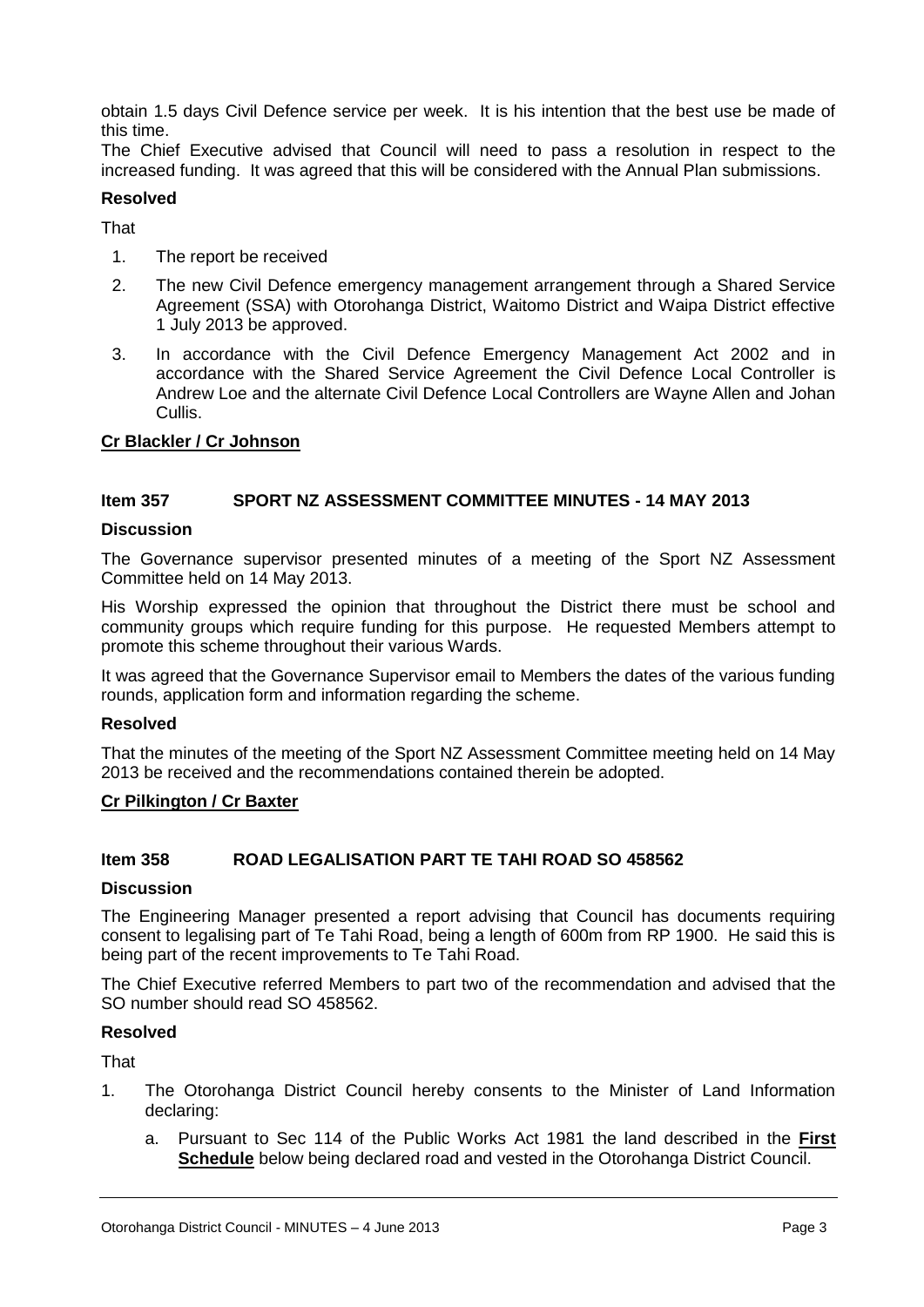obtain 1.5 days Civil Defence service per week. It is his intention that the best use be made of this time.

The Chief Executive advised that Council will need to pass a resolution in respect to the increased funding. It was agreed that this will be considered with the Annual Plan submissions.

**Resolved**

That

1. The report be received
2. The new Civil Defence emergency management arrangement through a Shared Service Agreement (SSA) with Otorohanga District, Waitomo District and Waipa District effective 1 July 2013 be approved.
3. In accordance with the Civil Defence Emergency Management Act 2002 and in accordance with the Shared Service Agreement the Civil Defence Local Controller is Andrew Loe and the alternate Civil Defence Local Controllers are Wayne Allen and Johan Cullis.

**Cr Blackler / Cr Johnson**

## Item 357 SPORT NZ ASSESSMENT COMMITTEE MINUTES - 14 MAY 2013

**Discussion**

The Governance supervisor presented minutes of a meeting of the Sport NZ Assessment Committee held on 14 May 2013.

His Worship expressed the opinion that throughout the District there must be school and community groups which require funding for this purpose. He requested Members attempt to promote this scheme throughout their various Wards.

It was agreed that the Governance Supervisor email to Members the dates of the various funding rounds, application form and information regarding the scheme.

**Resolved**

That the minutes of the meeting of the Sport NZ Assessment Committee meeting held on 14 May 2013 be received and the recommendations contained therein be adopted.

**Cr Pilkington / Cr Baxter**

## Item 358 ROAD LEGALISATION PART TE TAHI ROAD SO 458562

**Discussion**

The Engineering Manager presented a report advising that Council has documents requiring consent to legalising part of Te Tahi Road, being a length of 600m from RP 1900. He said this is being part of the recent improvements to Te Tahi Road.

The Chief Executive referred Members to part two of the recommendation and advised that the SO number should read SO 458562.

**Resolved**

That

1. The Otorohanga District Council hereby consents to the Minister of Land Information declaring:
   a. Pursuant to Sec 114 of the Public Works Act 1981 the land described in the **First Schedule** below being declared road and vested in the Otorohanga District Council.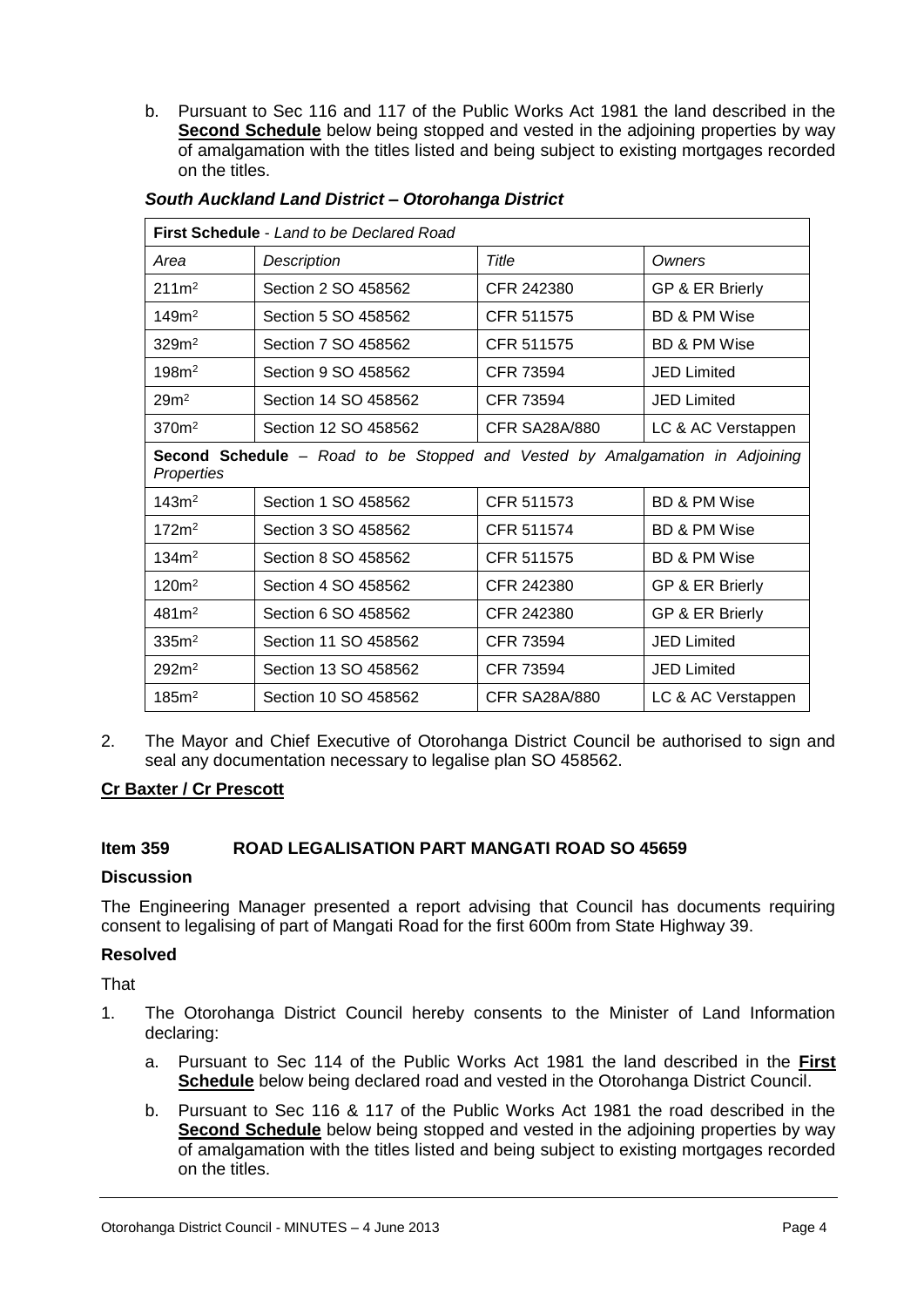b. Pursuant to Sec 116 and 117 of the Public Works Act 1981 the land described in the **Second Schedule** below being stopped and vested in the adjoining properties by way of amalgamation with the titles listed and being subject to existing mortgages recorded on the titles.

***South Auckland Land District – Otorohanga District***

| **First Schedule** - *Land to be Declared Road* | | | |
|---|---|---|---|
| *Area* | *Description* | *Title* | *Owners* |
| 211m² | Section 2 SO 458562 | CFR 242380 | GP & ER Brierly |
| 149m² | Section 5 SO 458562 | CFR 511575 | BD & PM Wise |
| 329m² | Section 7 SO 458562 | CFR 511575 | BD & PM Wise |
| 198m² | Section 9 SO 458562 | CFR 73594 | JED Limited |
| 29m² | Section 14 SO 458562 | CFR 73594 | JED Limited |
| 370m² | Section 12 SO 458562 | CFR SA28A/880 | LC & AC Verstappen |
| **Second Schedule** – *Road to be Stopped and Vested by Amalgamation in Adjoining Properties* | | | |
| 143m² | Section 1 SO 458562 | CFR 511573 | BD & PM Wise |
| 172m² | Section 3 SO 458562 | CFR 511574 | BD & PM Wise |
| 134m² | Section 8 SO 458562 | CFR 511575 | BD & PM Wise |
| 120m² | Section 4 SO 458562 | CFR 242380 | GP & ER Brierly |
| 481m² | Section 6 SO 458562 | CFR 242380 | GP & ER Brierly |
| 335m² | Section 11 SO 458562 | CFR 73594 | JED Limited |
| 292m² | Section 13 SO 458562 | CFR 73594 | JED Limited |
| 185m² | Section 10 SO 458562 | CFR SA28A/880 | LC & AC Verstappen |

2. The Mayor and Chief Executive of Otorohanga District Council be authorised to sign and seal any documentation necessary to legalise plan SO 458562.

**Cr Baxter / Cr Prescott**

## Item 359 ROAD LEGALISATION PART MANGATI ROAD SO 45659

### Discussion

The Engineering Manager presented a report advising that Council has documents requiring consent to legalising of part of Mangati Road for the first 600m from State Highway 39.

### Resolved

That

1. The Otorohanga District Council hereby consents to the Minister of Land Information declaring:

   a. Pursuant to Sec 114 of the Public Works Act 1981 the land described in the **First Schedule** below being declared road and vested in the Otorohanga District Council.

   b. Pursuant to Sec 116 & 117 of the Public Works Act 1981 the road described in the **Second Schedule** below being stopped and vested in the adjoining properties by way of amalgamation with the titles listed and being subject to existing mortgages recorded on the titles.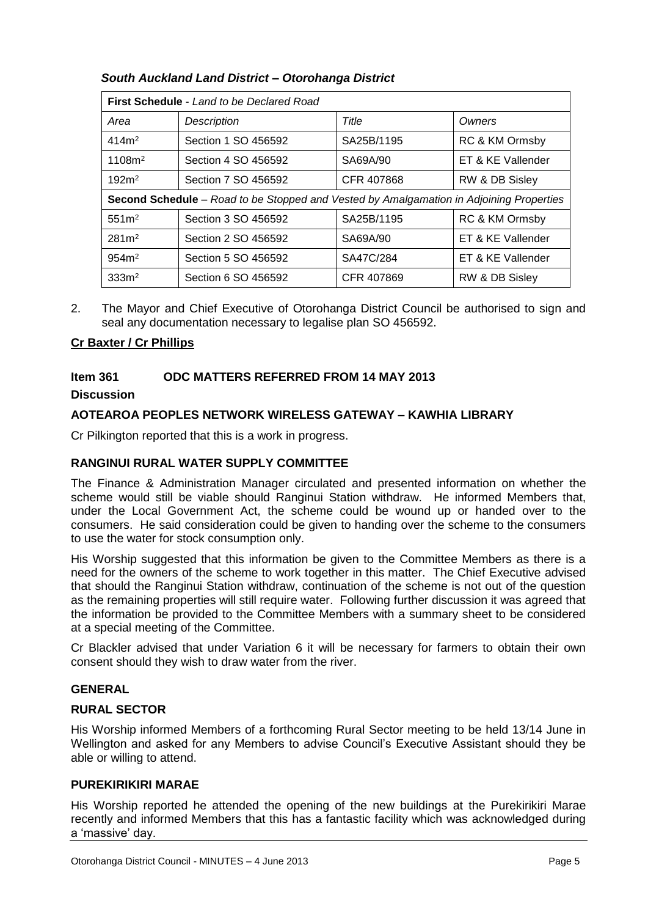***South Auckland Land District – Otorohanga District***

| **First Schedule** - *Land to be Declared Road* | | | |
|---|---|---|---|
| *Area* | *Description* | *Title* | *Owners* |
| 414m$^2$ | Section 1 SO 456592 | SA25B/1195 | RC & KM Ormsby |
| 1108m$^2$ | Section 4 SO 456592 | SA69A/90 | ET & KE Vallender |
| 192m$^2$ | Section 7 SO 456592 | CFR 407868 | RW & DB Sisley |
| **Second Schedule** – *Road to be Stopped and Vested by Amalgamation in Adjoining Properties* | | | |
| 551m$^2$ | Section 3 SO 456592 | SA25B/1195 | RC & KM Ormsby |
| 281m$^2$ | Section 2 SO 456592 | SA69A/90 | ET & KE Vallender |
| 954m$^2$ | Section 5 SO 456592 | SA47C/284 | ET & KE Vallender |
| 333m$^2$ | Section 6 SO 456592 | CFR 407869 | RW & DB Sisley |

2. The Mayor and Chief Executive of Otorohanga District Council be authorised to sign and seal any documentation necessary to legalise plan SO 456592.

**Cr Baxter / Cr Phillips**

**Item 361 ODC MATTERS REFERRED FROM 14 MAY 2013**

**Discussion**

**AOTEAROA PEOPLES NETWORK WIRELESS GATEWAY – KAWHIA LIBRARY**

Cr Pilkington reported that this is a work in progress.

**RANGINUI RURAL WATER SUPPLY COMMITTEE**

The Finance & Administration Manager circulated and presented information on whether the scheme would still be viable should Ranginui Station withdraw. He informed Members that, under the Local Government Act, the scheme could be wound up or handed over to the consumers. He said consideration could be given to handing over the scheme to the consumers to use the water for stock consumption only.

His Worship suggested that this information be given to the Committee Members as there is a need for the owners of the scheme to work together in this matter. The Chief Executive advised that should the Ranginui Station withdraw, continuation of the scheme is not out of the question as the remaining properties will still require water. Following further discussion it was agreed that the information be provided to the Committee Members with a summary sheet to be considered at a special meeting of the Committee.

Cr Blackler advised that under Variation 6 it will be necessary for farmers to obtain their own consent should they wish to draw water from the river.

**GENERAL**

**RURAL SECTOR**

His Worship informed Members of a forthcoming Rural Sector meeting to be held 13/14 June in Wellington and asked for any Members to advise Council's Executive Assistant should they be able or willing to attend.

**PUREKIRIKIRI MARAE**

His Worship reported he attended the opening of the new buildings at the Purekirikiri Marae recently and informed Members that this has a fantastic facility which was acknowledged during a 'massive' day.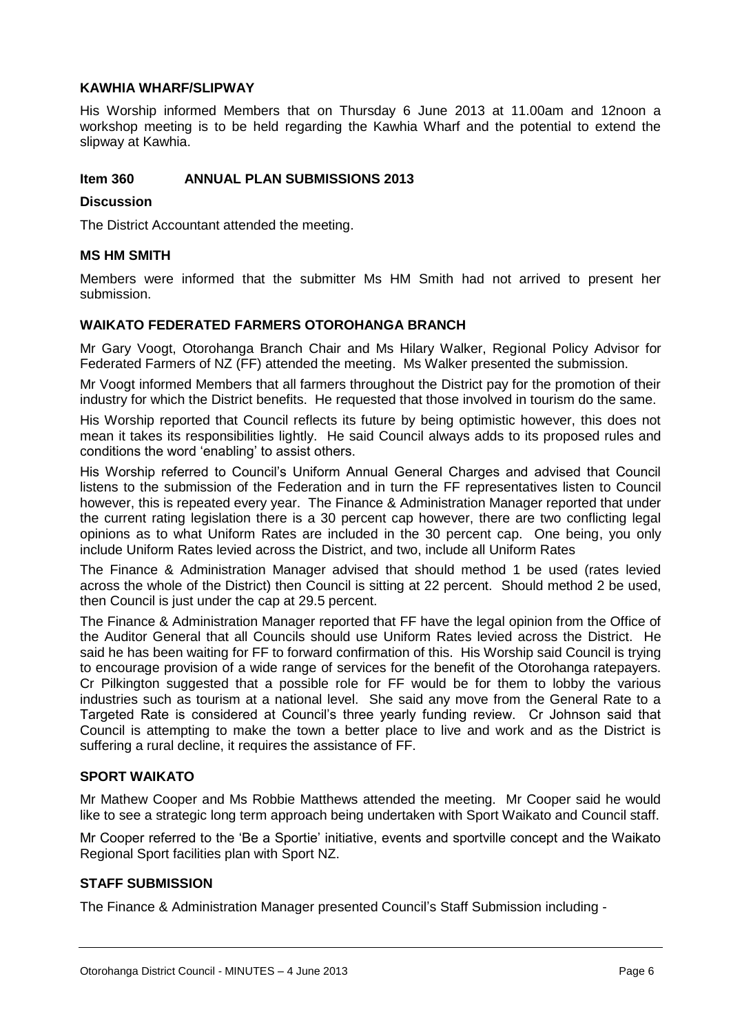### KAWHIA WHARF/SLIPWAY

His Worship informed Members that on Thursday 6 June 2013 at 11.00am and 12noon a workshop meeting is to be held regarding the Kawhia Wharf and the potential to extend the slipway at Kawhia.

### Item 360 ANNUAL PLAN SUBMISSIONS 2013

**Discussion**

The District Accountant attended the meeting.

**MS HM SMITH**

Members were informed that the submitter Ms HM Smith had not arrived to present her submission.

**WAIKATO FEDERATED FARMERS OTOROHANGA BRANCH**

Mr Gary Voogt, Otorohanga Branch Chair and Ms Hilary Walker, Regional Policy Advisor for Federated Farmers of NZ (FF) attended the meeting. Ms Walker presented the submission.

Mr Voogt informed Members that all farmers throughout the District pay for the promotion of their industry for which the District benefits. He requested that those involved in tourism do the same.

His Worship reported that Council reflects its future by being optimistic however, this does not mean it takes its responsibilities lightly. He said Council always adds to its proposed rules and conditions the word 'enabling' to assist others.

His Worship referred to Council's Uniform Annual General Charges and advised that Council listens to the submission of the Federation and in turn the FF representatives listen to Council however, this is repeated every year. The Finance & Administration Manager reported that under the current rating legislation there is a 30 percent cap however, there are two conflicting legal opinions as to what Uniform Rates are included in the 30 percent cap. One being, you only include Uniform Rates levied across the District, and two, include all Uniform Rates

The Finance & Administration Manager advised that should method 1 be used (rates levied across the whole of the District) then Council is sitting at 22 percent. Should method 2 be used, then Council is just under the cap at 29.5 percent.

The Finance & Administration Manager reported that FF have the legal opinion from the Office of the Auditor General that all Councils should use Uniform Rates levied across the District. He said he has been waiting for FF to forward confirmation of this. His Worship said Council is trying to encourage provision of a wide range of services for the benefit of the Otorohanga ratepayers. Cr Pilkington suggested that a possible role for FF would be for them to lobby the various industries such as tourism at a national level. She said any move from the General Rate to a Targeted Rate is considered at Council's three yearly funding review. Cr Johnson said that Council is attempting to make the town a better place to live and work and as the District is suffering a rural decline, it requires the assistance of FF.

**SPORT WAIKATO**

Mr Mathew Cooper and Ms Robbie Matthews attended the meeting. Mr Cooper said he would like to see a strategic long term approach being undertaken with Sport Waikato and Council staff.

Mr Cooper referred to the 'Be a Sportie' initiative, events and sportville concept and the Waikato Regional Sport facilities plan with Sport NZ.

**STAFF SUBMISSION**

The Finance & Administration Manager presented Council's Staff Submission including -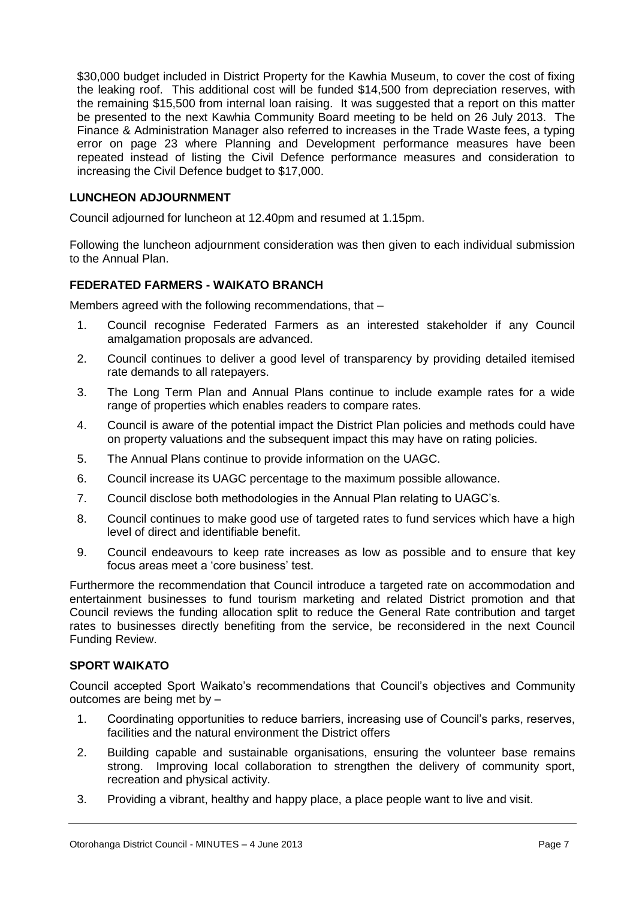$30,000 budget included in District Property for the Kawhia Museum, to cover the cost of fixing the leaking roof. This additional cost will be funded $14,500 from depreciation reserves, with the remaining $15,500 from internal loan raising. It was suggested that a report on this matter be presented to the next Kawhia Community Board meeting to be held on 26 July 2013. The Finance & Administration Manager also referred to increases in the Trade Waste fees, a typing error on page 23 where Planning and Development performance measures have been repeated instead of listing the Civil Defence performance measures and consideration to increasing the Civil Defence budget to $17,000.

**LUNCHEON ADJOURNMENT**

Council adjourned for luncheon at 12.40pm and resumed at 1.15pm.

Following the luncheon adjournment consideration was then given to each individual submission to the Annual Plan.

**FEDERATED FARMERS - WAIKATO BRANCH**

Members agreed with the following recommendations, that –

1. Council recognise Federated Farmers as an interested stakeholder if any Council amalgamation proposals are advanced.
2. Council continues to deliver a good level of transparency by providing detailed itemised rate demands to all ratepayers.
3. The Long Term Plan and Annual Plans continue to include example rates for a wide range of properties which enables readers to compare rates.
4. Council is aware of the potential impact the District Plan policies and methods could have on property valuations and the subsequent impact this may have on rating policies.
5. The Annual Plans continue to provide information on the UAGC.
6. Council increase its UAGC percentage to the maximum possible allowance.
7. Council disclose both methodologies in the Annual Plan relating to UAGC's.
8. Council continues to make good use of targeted rates to fund services which have a high level of direct and identifiable benefit.
9. Council endeavours to keep rate increases as low as possible and to ensure that key focus areas meet a 'core business' test.

Furthermore the recommendation that Council introduce a targeted rate on accommodation and entertainment businesses to fund tourism marketing and related District promotion and that Council reviews the funding allocation split to reduce the General Rate contribution and target rates to businesses directly benefiting from the service, be reconsidered in the next Council Funding Review.

**SPORT WAIKATO**

Council accepted Sport Waikato's recommendations that Council's objectives and Community outcomes are being met by –

1. Coordinating opportunities to reduce barriers, increasing use of Council's parks, reserves, facilities and the natural environment the District offers
2. Building capable and sustainable organisations, ensuring the volunteer base remains strong. Improving local collaboration to strengthen the delivery of community sport, recreation and physical activity.
3. Providing a vibrant, healthy and happy place, a place people want to live and visit.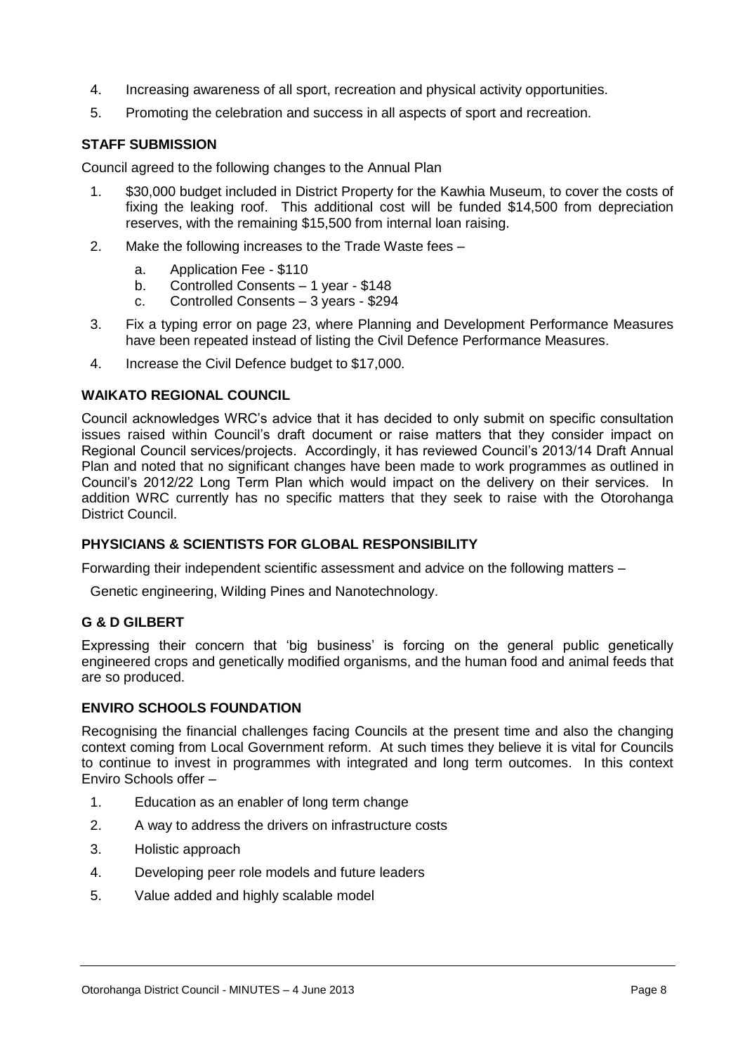4. Increasing awareness of all sport, recreation and physical activity opportunities.
5. Promoting the celebration and success in all aspects of sport and recreation.

### STAFF SUBMISSION

Council agreed to the following changes to the Annual Plan

1. $30,000 budget included in District Property for the Kawhia Museum, to cover the costs of fixing the leaking roof. This additional cost will be funded $14,500 from depreciation reserves, with the remaining $15,500 from internal loan raising.
2. Make the following increases to the Trade Waste fees –
   a. Application Fee - $110
   b. Controlled Consents – 1 year - $148
   c. Controlled Consents – 3 years - $294
3. Fix a typing error on page 23, where Planning and Development Performance Measures have been repeated instead of listing the Civil Defence Performance Measures.
4. Increase the Civil Defence budget to $17,000.

### WAIKATO REGIONAL COUNCIL

Council acknowledges WRC's advice that it has decided to only submit on specific consultation issues raised within Council's draft document or raise matters that they consider impact on Regional Council services/projects. Accordingly, it has reviewed Council's 2013/14 Draft Annual Plan and noted that no significant changes have been made to work programmes as outlined in Council's 2012/22 Long Term Plan which would impact on the delivery on their services. In addition WRC currently has no specific matters that they seek to raise with the Otorohanga District Council.

### PHYSICIANS & SCIENTISTS FOR GLOBAL RESPONSIBILITY

Forwarding their independent scientific assessment and advice on the following matters –

Genetic engineering, Wilding Pines and Nanotechnology.

### G & D GILBERT

Expressing their concern that 'big business' is forcing on the general public genetically engineered crops and genetically modified organisms, and the human food and animal feeds that are so produced.

### ENVIRO SCHOOLS FOUNDATION

Recognising the financial challenges facing Councils at the present time and also the changing context coming from Local Government reform. At such times they believe it is vital for Councils to continue to invest in programmes with integrated and long term outcomes. In this context Enviro Schools offer –

1. Education as an enabler of long term change
2. A way to address the drivers on infrastructure costs
3. Holistic approach
4. Developing peer role models and future leaders
5. Value added and highly scalable model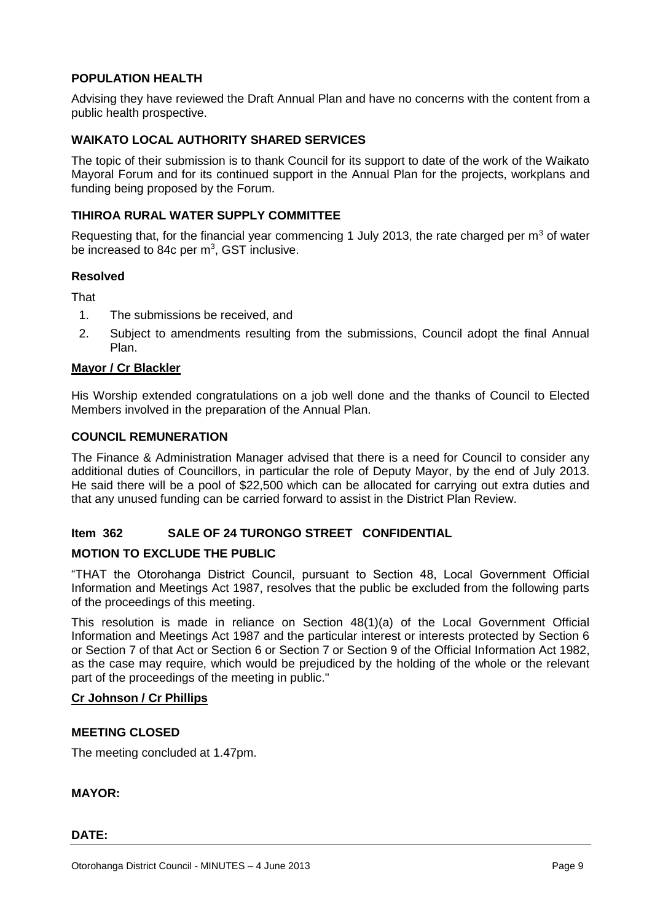**POPULATION HEALTH**

Advising they have reviewed the Draft Annual Plan and have no concerns with the content from a public health prospective.

**WAIKATO LOCAL AUTHORITY SHARED SERVICES**

The topic of their submission is to thank Council for its support to date of the work of the Waikato Mayoral Forum and for its continued support in the Annual Plan for the projects, workplans and funding being proposed by the Forum.

**TIHIROA RURAL WATER SUPPLY COMMITTEE**

Requesting that, for the financial year commencing 1 July 2013, the rate charged per $m^3$ of water be increased to 84c per $m^3$, GST inclusive.

**Resolved**

That

1. The submissions be received, and
2. Subject to amendments resulting from the submissions, Council adopt the final Annual Plan.

**Mayor / Cr Blackler**

His Worship extended congratulations on a job well done and the thanks of Council to Elected Members involved in the preparation of the Annual Plan.

**COUNCIL REMUNERATION**

The Finance & Administration Manager advised that there is a need for Council to consider any additional duties of Councillors, in particular the role of Deputy Mayor, by the end of July 2013. He said there will be a pool of $22,500 which can be allocated for carrying out extra duties and that any unused funding can be carried forward to assist in the District Plan Review.

## Item 362 SALE OF 24 TURONGO STREET CONFIDENTIAL

**MOTION TO EXCLUDE THE PUBLIC**

"THAT the Otorohanga District Council, pursuant to Section 48, Local Government Official Information and Meetings Act 1987, resolves that the public be excluded from the following parts of the proceedings of this meeting.

This resolution is made in reliance on Section 48(1)(a) of the Local Government Official Information and Meetings Act 1987 and the particular interest or interests protected by Section 6 or Section 7 of that Act or Section 6 or Section 7 or Section 9 of the Official Information Act 1982, as the case may require, which would be prejudiced by the holding of the whole or the relevant part of the proceedings of the meeting in public."

**Cr Johnson / Cr Phillips**

**MEETING CLOSED**

The meeting concluded at 1.47pm.

**MAYOR:**

**DATE:**